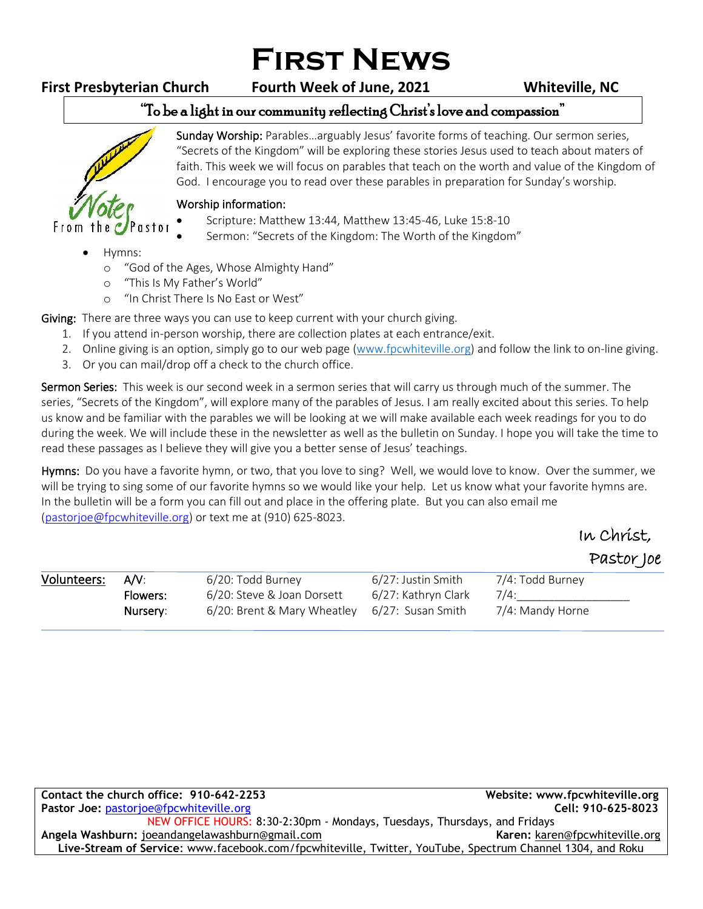# First News

**First Presbyterian Church** **Fourth Week of June, 2021** **Whiteville, NC**

"To be a light in our community reflecting Christ's love and compassion"

Notes From the Pastor

Sunday Worship: Parables…arguably Jesus' favorite forms of teaching. Our sermon series, "Secrets of the Kingdom" will be exploring these stories Jesus used to teach about maters of faith. This week we will focus on parables that teach on the worth and value of the Kingdom of God. I encourage you to read over these parables in preparation for Sunday's worship.

Worship information:

- Scripture: Matthew 13:44, Matthew 13:45-46, Luke 15:8-10
- Sermon: "Secrets of the Kingdom: The Worth of the Kingdom"
- Hymns:
  - "God of the Ages, Whose Almighty Hand"
  - "This Is My Father's World"
  - "In Christ There Is No East or West"

**Giving:** There are three ways you can use to keep current with your church giving.

1. If you attend in-person worship, there are collection plates at each entrance/exit.
2. Online giving is an option, simply go to our web page (www.fpcwhiteville.org) and follow the link to on-line giving.
3. Or you can mail/drop off a check to the church office.

**Sermon Series:** This week is our second week in a sermon series that will carry us through much of the summer. The series, "Secrets of the Kingdom", will explore many of the parables of Jesus. I am really excited about this series. To help us know and be familiar with the parables we will be looking at we will make available each week readings for you to do during the week. We will include these in the newsletter as well as the bulletin on Sunday. I hope you will take the time to read these passages as I believe they will give you a better sense of Jesus' teachings.

**Hymns:** Do you have a favorite hymn, or two, that you love to sing? Well, we would love to know. Over the summer, we will be trying to sing some of our favorite hymns so we would like your help. Let us know what your favorite hymns are. In the bulletin will be a form you can fill out and place in the offering plate. But you can also email me (pastorjoe@fpcwhiteville.org) or text me at (910) 625-8023.

In Christ,

Pastor Joe

| Volunteers: | | | | |
|---|---|---|---|---|
| | A/V: | 6/20: Todd Burney | 6/27: Justin Smith | 7/4: Todd Burney |
| | Flowers: | 6/20: Steve & Joan Dorsett | 6/27: Kathryn Clark | 7/4:_________________ |
| | Nursery: | 6/20: Brent & Mary Wheatley | 6/27: Susan Smith | 7/4: Mandy Horne |

**Contact the church office: 910-642-2253** **Website: www.fpcwhiteville.org**
**Pastor Joe:** pastorjoe@fpcwhiteville.org **Cell: 910-625-8023**
NEW OFFICE HOURS: 8:30-2:30pm - Mondays, Tuesdays, Thursdays, and Fridays
**Angela Washburn:** joeandangelawashburn@gmail.com **Karen:** karen@fpcwhiteville.org
**Live-Stream of Service:** www.facebook.com/fpcwhiteville, Twitter, YouTube, Spectrum Channel 1304, and Roku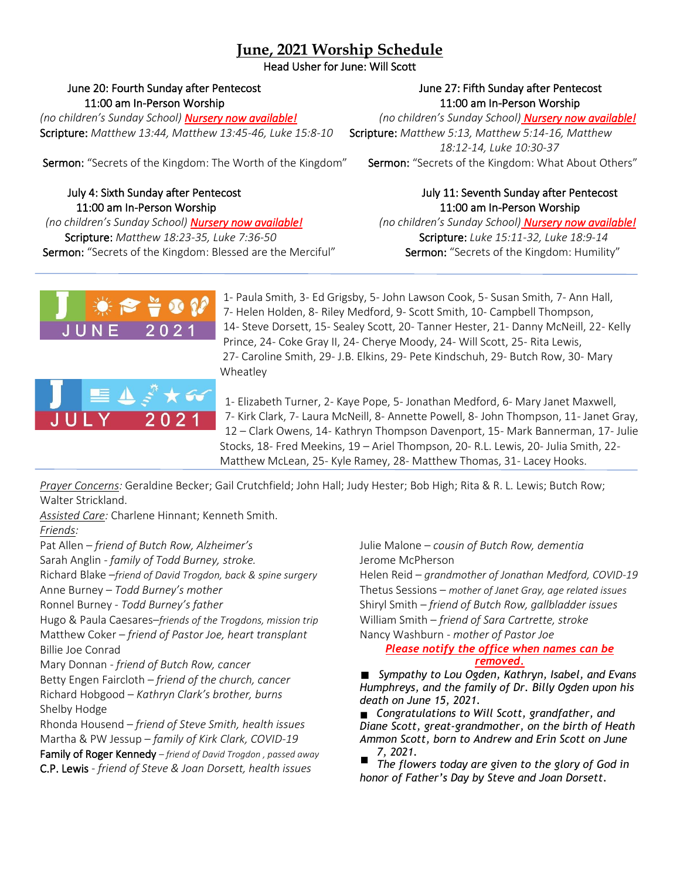# June, 2021 Worship Schedule

Head Usher for June: Will Scott

**June 20: Fourth Sunday after Pentecost**
11:00 am In-Person Worship
*(no children's Sunday School)* ***Nursery now available!***
**Scripture:** *Matthew 13:44, Matthew 13:45-46, Luke 15:8-10*
**Sermon:** "Secrets of the Kingdom: The Worth of the Kingdom"

**June 27: Fifth Sunday after Pentecost**
11:00 am In-Person Worship
*(no children's Sunday School)* ***Nursery now available!***
**Scripture:** *Matthew 5:13, Matthew 5:14-16, Matthew 18:12-14, Luke 10:30-37*
**Sermon:** "Secrets of the Kingdom: What About Others"

**July 4: Sixth Sunday after Pentecost**
11:00 am In-Person Worship
*(no children's Sunday School)* ***Nursery now available!***
**Scripture:** *Matthew 18:23-35, Luke 7:36-50*
**Sermon:** "Secrets of the Kingdom: Blessed are the Merciful"

**July 11: Seventh Sunday after Pentecost**
11:00 am In-Person Worship
*(no children's Sunday School)* ***Nursery now available!***
**Scripture:** *Luke 15:11-32, Luke 18:9-14*
**Sermon:** "Secrets of the Kingdom: Humility"

---

**JUNE 2021**

1- Paula Smith, 3- Ed Grigsby, 5- John Lawson Cook, 5- Susan Smith, 7- Ann Hall, 7- Helen Holden, 8- Riley Medford, 9- Scott Smith, 10- Campbell Thompson, 14- Steve Dorsett, 15- Sealey Scott, 20- Tanner Hester, 21- Danny McNeill, 22- Kelly Prince, 24- Coke Gray II, 24- Cherye Moody, 24- Will Scott, 25- Rita Lewis, 27- Caroline Smith, 29- J.B. Elkins, 29- Pete Kindschuh, 29- Butch Row, 30- Mary Wheatley

**JULY 2021**

1- Elizabeth Turner, 2- Kaye Pope, 5- Jonathan Medford, 6- Mary Janet Maxwell, 7- Kirk Clark, 7- Laura McNeill, 8- Annette Powell, 8- John Thompson, 11- Janet Gray, 12 – Clark Owens, 14- Kathryn Thompson Davenport, 15- Mark Bannerman, 17- Julie Stocks, 18- Fred Meekins, 19 – Ariel Thompson, 20- R.L. Lewis, 20- Julia Smith, 22- Matthew McLean, 25- Kyle Ramey, 28- Matthew Thomas, 31- Lacey Hooks.

---

*Prayer Concerns:* Geraldine Becker; Gail Crutchfield; John Hall; Judy Hester; Bob High; Rita & R. L. Lewis; Butch Row; Walter Strickland.

*Assisted Care:* Charlene Hinnant; Kenneth Smith.

*Friends:*

Pat Allen – *friend of Butch Row, Alzheimer's*
Sarah Anglin - *family of Todd Burney, stroke.*
Richard Blake –*friend of David Trogdon, back & spine surgery*
Anne Burney – *Todd Burney's mother*
Ronnel Burney - *Todd Burney's father*
Hugo & Paula Caesares–*friends of the Trogdons, mission trip*
Matthew Coker – *friend of Pastor Joe, heart transplant*
Billie Joe Conrad
Mary Donnan - *friend of Butch Row, cancer*
Betty Engen Faircloth – *friend of the church, cancer*
Richard Hobgood – *Kathryn Clark's brother, burns*
Shelby Hodge
Rhonda Housend – *friend of Steve Smith, health issues*
Martha & PW Jessup – *family of Kirk Clark, COVID-19*
Family of Roger Kennedy – *friend of David Trogdon , passed away*
C.P. Lewis - *friend of Steve & Joan Dorsett, health issues*
Julie Malone – *cousin of Butch Row, dementia*
Jerome McPherson
Helen Reid – *grandmother of Jonathan Medford, COVID-19*
Thetus Sessions – *mother of Janet Gray, age related issues*
Shiryl Smith – *friend of Butch Row, gallbladder issues*
William Smith – *friend of Sara Cartrette, stroke*
Nancy Washburn - *mother of Pastor Joe*

***Please notify the office when names can be removed.***

- *Sympathy to Lou Ogden, Kathryn, Isabel, and Evans Humphreys, and the family of Dr. Billy Ogden upon his death on June 15, 2021.*
- *Congratulations to Will Scott, grandfather, and Diane Scott, great-grandmother, on the birth of Heath Ammon Scott, born to Andrew and Erin Scott on June 7, 2021.*
- *The flowers today are given to the glory of God in honor of Father's Day by Steve and Joan Dorsett.*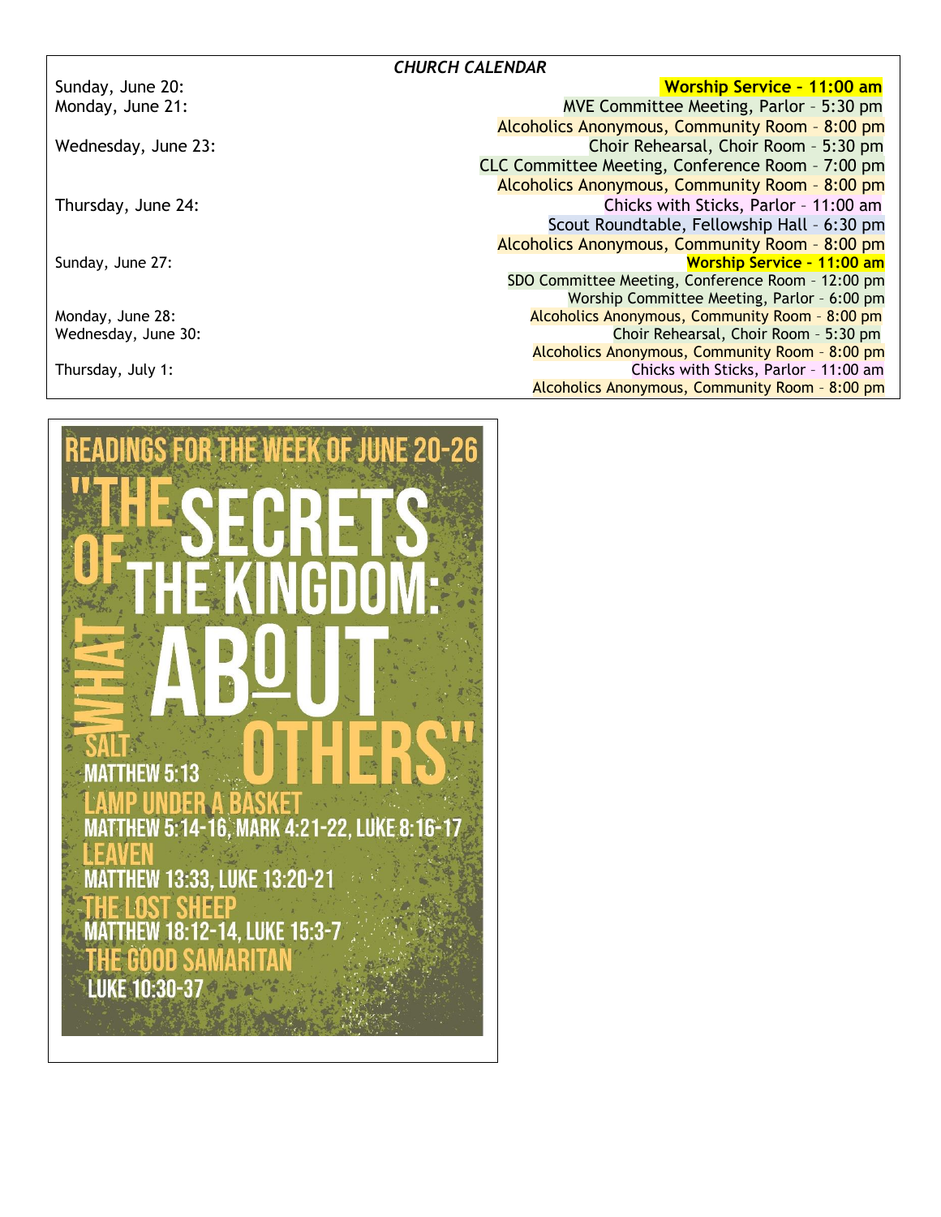## *CHURCH CALENDAR*

| | |
|---|---|
| Sunday, June 20: | **Worship Service – 11:00 am** |
| Monday, June 21: | MVE Committee Meeting, Parlor – 5:30 pm |
| | Alcoholics Anonymous, Community Room – 8:00 pm |
| Wednesday, June 23: | Choir Rehearsal, Choir Room – 5:30 pm |
| | CLC Committee Meeting, Conference Room – 7:00 pm |
| | Alcoholics Anonymous, Community Room – 8:00 pm |
| Thursday, June 24: | Chicks with Sticks, Parlor – 11:00 am |
| | Scout Roundtable, Fellowship Hall – 6:30 pm |
| | Alcoholics Anonymous, Community Room – 8:00 pm |
| Sunday, June 27: | **Worship Service – 11:00 am** |
| | SDO Committee Meeting, Conference Room – 12:00 pm |
| | Worship Committee Meeting, Parlor – 6:00 pm |
| Monday, June 28: | Alcoholics Anonymous, Community Room – 8:00 pm |
| Wednesday, June 30: | Choir Rehearsal, Choir Room – 5:30 pm |
| | Alcoholics Anonymous, Community Room – 8:00 pm |
| Thursday, July 1: | Chicks with Sticks, Parlor – 11:00 am |
| | Alcoholics Anonymous, Community Room – 8:00 pm |

## READINGS FOR THE WEEK OF JUNE 20-26

### "THE SECRETS OF THE KINGDOM: WHAT ABOUT OTHERS"

**SALT**
MATTHEW 5:13

**LAMP UNDER A BASKET**
MATTHEW 5:14-16, MARK 4:21-22, LUKE 8:16-17

**LEAVEN**
MATTHEW 13:33, LUKE 13:20-21

**THE LOST SHEEP**
MATTHEW 18:12-14, LUKE 15:3-7

**THE GOOD SAMARITAN**
LUKE 10:30-37